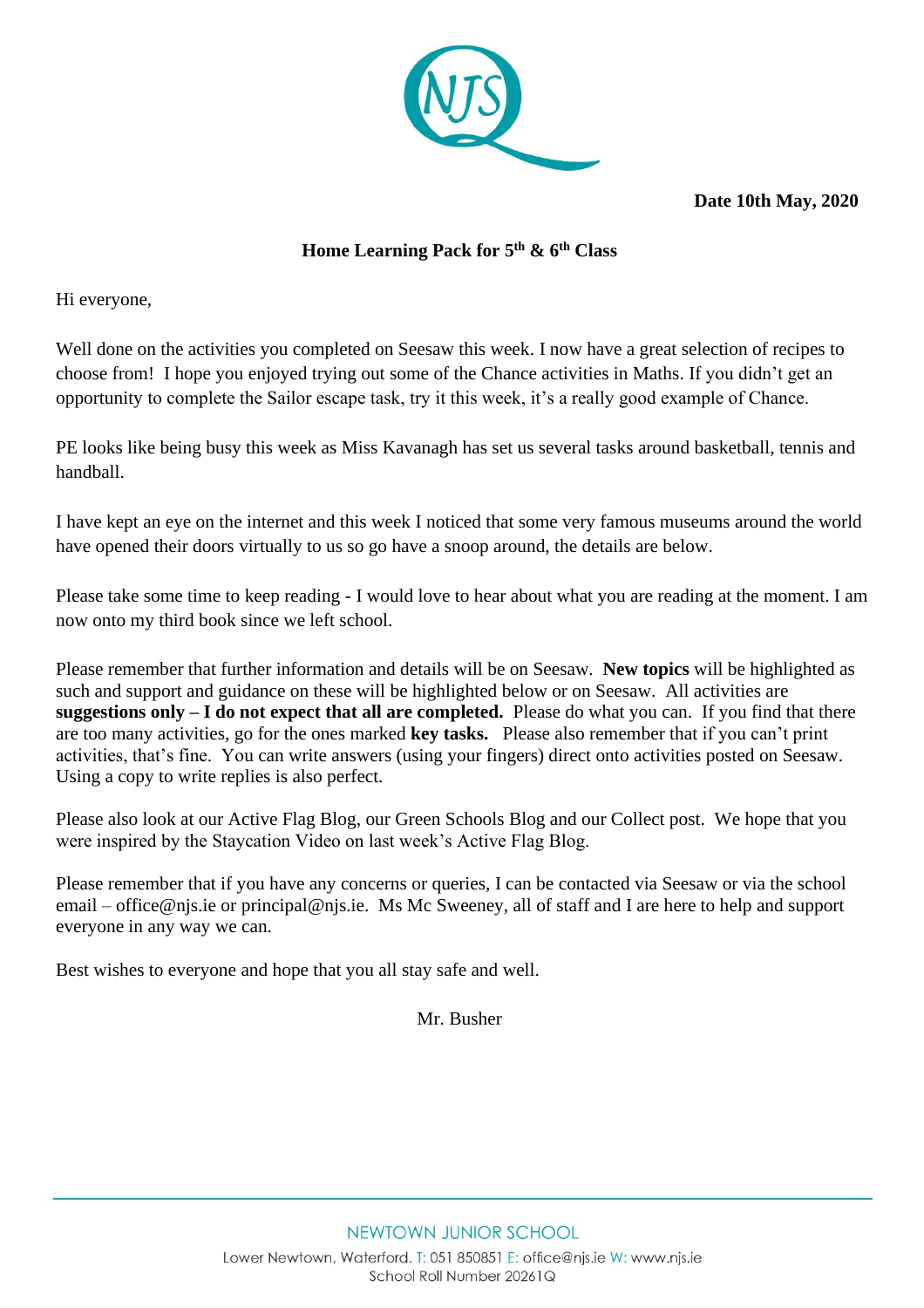**Date 10th May, 2020**

## Home Learning Pack for 5th & 6th Class

Hi everyone,

Well done on the activities you completed on Seesaw this week. I now have a great selection of recipes to choose from! I hope you enjoyed trying out some of the Chance activities in Maths. If you didn't get an opportunity to complete the Sailor escape task, try it this week, it's a really good example of Chance.

PE looks like being busy this week as Miss Kavanagh has set us several tasks around basketball, tennis and handball.

I have kept an eye on the internet and this week I noticed that some very famous museums around the world have opened their doors virtually to us so go have a snoop around, the details are below.

Please take some time to keep reading - I would love to hear about what you are reading at the moment. I am now onto my third book since we left school.

Please remember that further information and details will be on Seesaw. **New topics** will be highlighted as such and support and guidance on these will be highlighted below or on Seesaw. All activities are **suggestions only – I do not expect that all are completed.** Please do what you can. If you find that there are too many activities, go for the ones marked **key tasks.** Please also remember that if you can't print activities, that's fine. You can write answers (using your fingers) direct onto activities posted on Seesaw. Using a copy to write replies is also perfect.

Please also look at our Active Flag Blog, our Green Schools Blog and our Collect post. We hope that you were inspired by the Staycation Video on last week's Active Flag Blog.

Please remember that if you have any concerns or queries, I can be contacted via Seesaw or via the school email – office@njs.ie or principal@njs.ie. Ms Mc Sweeney, all of staff and I are here to help and support everyone in any way we can.

Best wishes to everyone and hope that you all stay safe and well.

Mr. Busher

NEWTOWN JUNIOR SCHOOL
Lower Newtown, Waterford. T: 051 850851 E: office@njs.ie W: www.njs.ie
School Roll Number 20261Q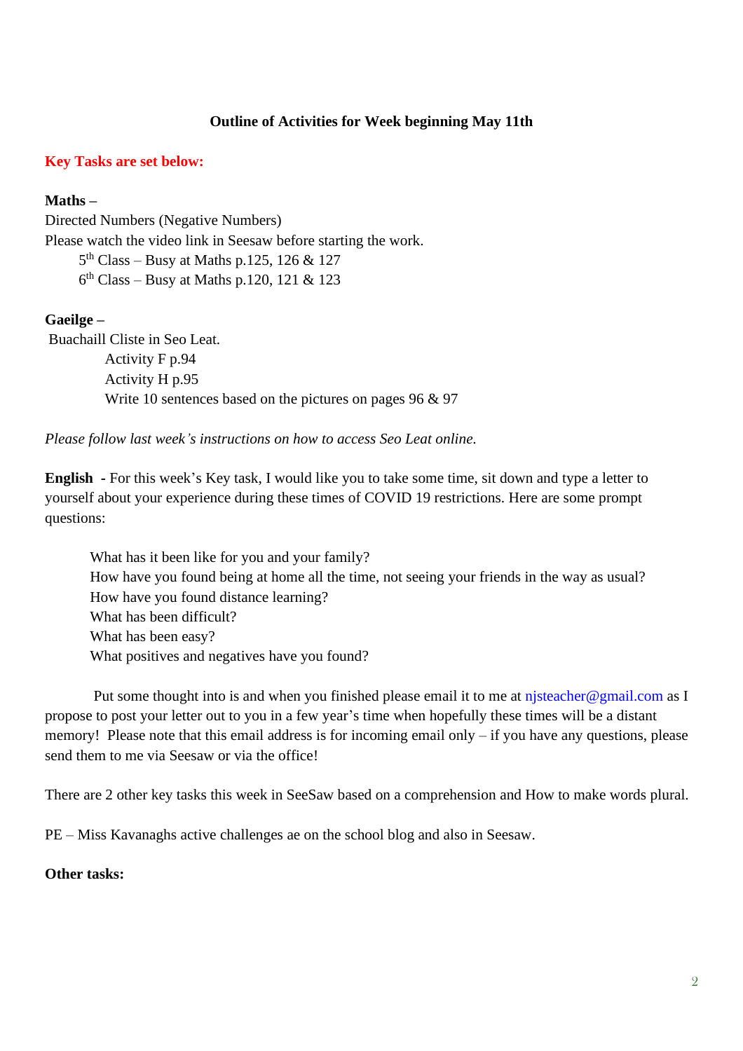**Outline of Activities for Week beginning May 11th**

**Key Tasks are set below:**

**Maths –**
Directed Numbers (Negative Numbers)
Please watch the video link in Seesaw before starting the work.

- 5th Class – Busy at Maths p.125, 126 & 127
- 6th Class – Busy at Maths p.120, 121 & 123

**Gaeilge –**
Buachaill Cliste in Seo Leat.

- Activity F p.94
- Activity H p.95
- Write 10 sentences based on the pictures on pages 96 & 97

*Please follow last week's instructions on how to access Seo Leat online.*

**English** - For this week's Key task, I would like you to take some time, sit down and type a letter to yourself about your experience during these times of COVID 19 restrictions. Here are some prompt questions:

- What has it been like for you and your family?
- How have you found being at home all the time, not seeing your friends in the way as usual?
- How have you found distance learning?
- What has been difficult?
- What has been easy?
- What positives and negatives have you found?

Put some thought into is and when you finished please email it to me at njsteacher@gmail.com as I propose to post your letter out to you in a few year's time when hopefully these times will be a distant memory! Please note that this email address is for incoming email only – if you have any questions, please send them to me via Seesaw or via the office!

There are 2 other key tasks this week in SeeSaw based on a comprehension and How to make words plural.

PE – Miss Kavanaghs active challenges ae on the school blog and also in Seesaw.

**Other tasks:**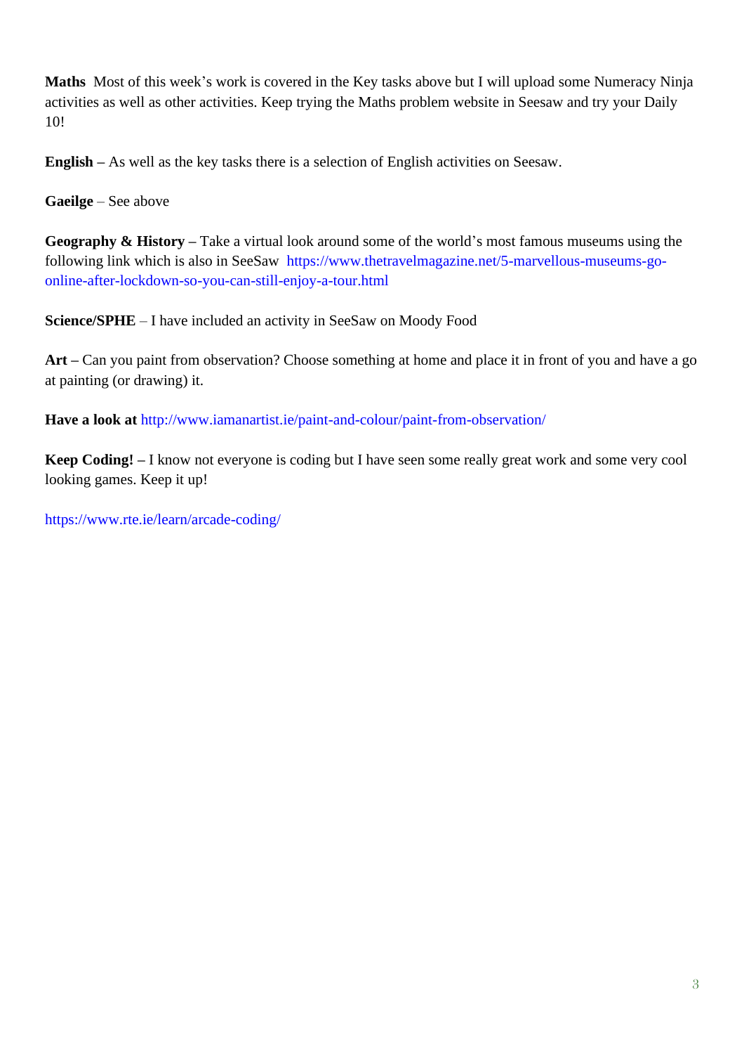**Maths** Most of this week's work is covered in the Key tasks above but I will upload some Numeracy Ninja activities as well as other activities. Keep trying the Maths problem website in Seesaw and try your Daily 10!

**English –** As well as the key tasks there is a selection of English activities on Seesaw.

**Gaeilge** – See above

**Geography & History –** Take a virtual look around some of the world's most famous museums using the following link which is also in SeeSaw https://www.thetravelmagazine.net/5-marvellous-museums-go-online-after-lockdown-so-you-can-still-enjoy-a-tour.html

**Science/SPHE** – I have included an activity in SeeSaw on Moody Food

**Art –** Can you paint from observation? Choose something at home and place it in front of you and have a go at painting (or drawing) it.

**Have a look at** http://www.iamanartist.ie/paint-and-colour/paint-from-observation/

**Keep Coding! –** I know not everyone is coding but I have seen some really great work and some very cool looking games. Keep it up!

https://www.rte.ie/learn/arcade-coding/